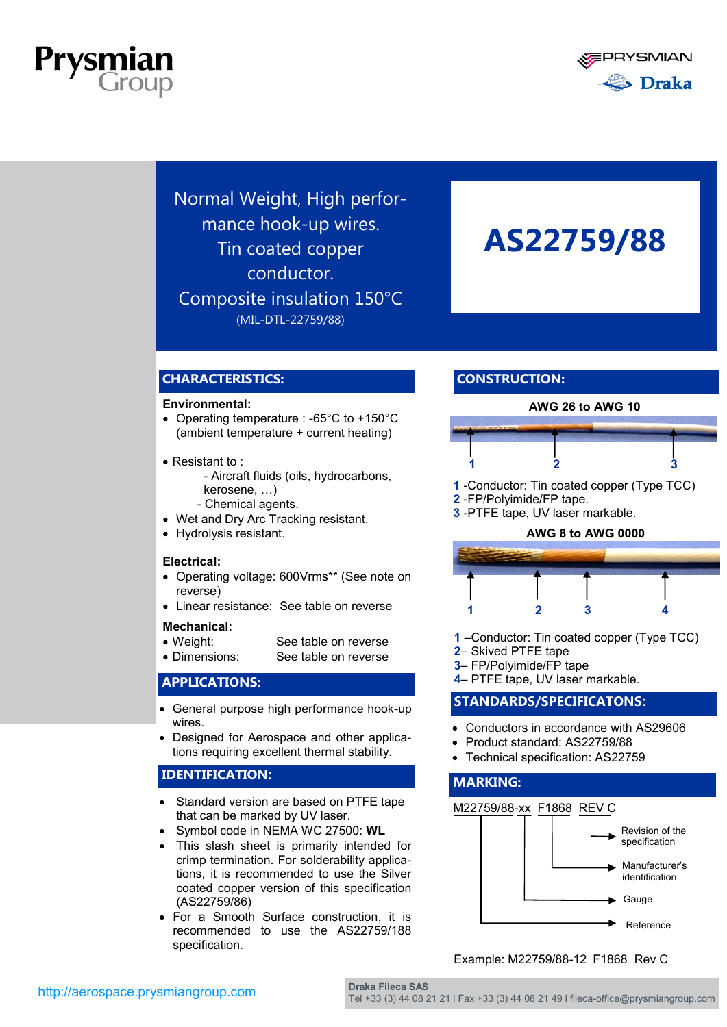Prysmian Group

PRYSMIAN Draka

Normal Weight, High performance hook-up wires.
Tin coated copper conductor.
Composite insulation 150°C
(MIL-DTL-22759/88)

# AS22759/88

## CHARACTERISTICS:

**Environmental:**

- Operating temperature : -65°C to +150°C (ambient temperature + current heating)
- Resistant to :
  - Aircraft fluids (oils, hydrocarbons, kerosene, …)
  - Chemical agents.
- Wet and Dry Arc Tracking resistant.
- Hydrolysis resistant.

**Electrical:**

- Operating voltage: 600Vrms** (See note on reverse)
- Linear resistance: See table on reverse

**Mechanical:**

- Weight: See table on reverse
- Dimensions: See table on reverse

## APPLICATIONS:

- General purpose high performance hook-up wires.
- Designed for Aerospace and other applications requiring excellent thermal stability.

## IDENTIFICATION:

- Standard version are based on PTFE tape that can be marked by UV laser.
- Symbol code in NEMA WC 27500: **WL**
- This slash sheet is primarily intended for crimp termination. For solderability applications, it is recommended to use the Silver coated copper version of this specification (AS22759/86)
- For a Smooth Surface construction, it is recommended to use the AS22759/188 specification.

## CONSTRUCTION:

**AWG 26 to AWG 10**

**1** -Conductor: Tin coated copper (Type TCC)
**2** -FP/Polyimide/FP tape.
**3** -PTFE tape, UV laser markable.

**AWG 8 to AWG 0000**

**1** –Conductor: Tin coated copper (Type TCC)
**2**– Skived PTFE tape
**3**– FP/Polyimide/FP tape
**4**– PTFE tape, UV laser markable.

## STANDARDS/SPECIFICATONS:

- Conductors in accordance with AS29606
- Product standard: AS22759/88
- Technical specification: AS22759

## MARKING:

M22759/88-xx F1868 REV C

- REV C: Revision of the specification
- F1868: Manufacturer's identification
- xx: Gauge
- M22759/88: Reference

Example: M22759/88-12 F1868 Rev C

http://aerospace.prysmiangroup.com

**Draka Fileca SAS**
Tel +33 (3) 44 08 21 21 I Fax +33 (3) 44 08 21 49 I fileca-office@prysmiangroup.com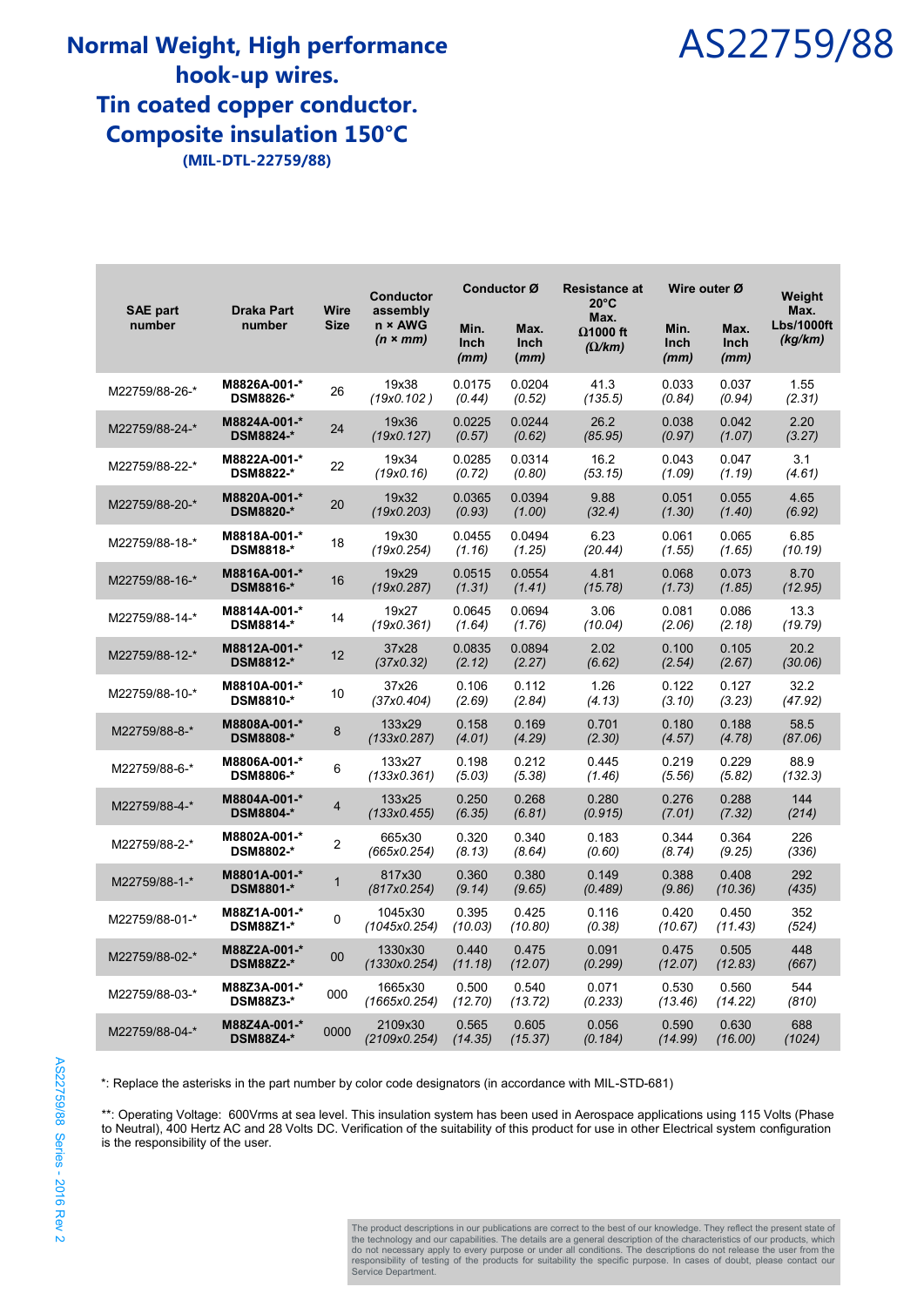# Normal Weight, High performance hook-up wires. Tin coated copper conductor. Composite insulation 150°C

**(MIL-DTL-22759/88)**

# AS22759/88

| SAE part number | Draka Part number | Wire Size | Conductor assembly n × AWG *(n × mm)* | Conductor Ø | | Resistance at 20°C Max. Ω1000 ft *(Ω/km)* | Wire outer Ø | | Weight Max. Lbs/1000ft *(kg/km)* |
|---|---|---|---|---|---|---|---|---|---|
| | | | | Min. Inch *(mm)* | Max. Inch *(mm)* | | Min. Inch *(mm)* | Max. Inch *(mm)* | |
| M22759/88-26-* | **M8826A-001-* DSM8826-*** | 26 | 19x38 *(19x0.102 )* | 0.0175 *(0.44)* | 0.0204 *(0.52)* | 41.3 *(135.5)* | 0.033 *(0.84)* | 0.037 *(0.94)* | 1.55 *(2.31)* |
| M22759/88-24-* | **M8824A-001-* DSM8824-*** | 24 | 19x36 *(19x0.127)* | 0.0225 *(0.57)* | 0.0244 *(0.62)* | 26.2 *(85.95)* | 0.038 *(0.97)* | 0.042 *(1.07)* | 2.20 *(3.27)* |
| M22759/88-22-* | **M8822A-001-* DSM8822-*** | 22 | 19x34 *(19x0.16)* | 0.0285 *(0.72)* | 0.0314 *(0.80)* | 16.2 *(53.15)* | 0.043 *(1.09)* | 0.047 *(1.19)* | 3.1 *(4.61)* |
| M22759/88-20-* | **M8820A-001-* DSM8820-*** | 20 | 19x32 *(19x0.203)* | 0.0365 *(0.93)* | 0.0394 *(1.00)* | 9.88 *(32.4)* | 0.051 *(1.30)* | 0.055 *(1.40)* | 4.65 *(6.92)* |
| M22759/88-18-* | **M8818A-001-* DSM8818-*** | 18 | 19x30 *(19x0.254)* | 0.0455 *(1.16)* | 0.0494 *(1.25)* | 6.23 *(20.44)* | 0.061 *(1.55)* | 0.065 *(1.65)* | 6.85 *(10.19)* |
| M22759/88-16-* | **M8816A-001-* DSM8816-*** | 16 | 19x29 *(19x0.287)* | 0.0515 *(1.31)* | 0.0554 *(1.41)* | 4.81 *(15.78)* | 0.068 *(1.73)* | 0.073 *(1.85)* | 8.70 *(12.95)* |
| M22759/88-14-* | **M8814A-001-* DSM8814-*** | 14 | 19x27 *(19x0.361)* | 0.0645 *(1.64)* | 0.0694 *(1.76)* | 3.06 *(10.04)* | 0.081 *(2.06)* | 0.086 *(2.18)* | 13.3 *(19.79)* |
| M22759/88-12-* | **M8812A-001-* DSM8812-*** | 12 | 37x28 *(37x0.32)* | 0.0835 *(2.12)* | 0.0894 *(2.27)* | 2.02 *(6.62)* | 0.100 *(2.54)* | 0.105 *(2.67)* | 20.2 *(30.06)* |
| M22759/88-10-* | **M8810A-001-* DSM8810-*** | 10 | 37x26 *(37x0.404)* | 0.106 *(2.69)* | 0.112 *(2.84)* | 1.26 *(4.13)* | 0.122 *(3.10)* | 0.127 *(3.23)* | 32.2 *(47.92)* |
| M22759/88-8-* | **M8808A-001-* DSM8808-*** | 8 | 133x29 *(133x0.287)* | 0.158 *(4.01)* | 0.169 *(4.29)* | 0.701 *(2.30)* | 0.180 *(4.57)* | 0.188 *(4.78)* | 58.5 *(87.06)* |
| M22759/88-6-* | **M8806A-001-* DSM8806-*** | 6 | 133x27 *(133x0.361)* | 0.198 *(5.03)* | 0.212 *(5.38)* | 0.445 *(1.46)* | 0.219 *(5.56)* | 0.229 *(5.82)* | 88.9 *(132.3)* |
| M22759/88-4-* | **M8804A-001-* DSM8804-*** | 4 | 133x25 *(133x0.455)* | 0.250 *(6.35)* | 0.268 *(6.81)* | 0.280 *(0.915)* | 0.276 *(7.01)* | 0.288 *(7.32)* | 144 *(214)* |
| M22759/88-2-* | **M8802A-001-* DSM8802-*** | 2 | 665x30 *(665x0.254)* | 0.320 *(8.13)* | 0.340 *(8.64)* | 0.183 *(0.60)* | 0.344 *(8.74)* | 0.364 *(9.25)* | 226 *(336)* |
| M22759/88-1-* | **M8801A-001-* DSM8801-*** | 1 | 817x30 *(817x0.254)* | 0.360 *(9.14)* | 0.380 *(9.65)* | 0.149 *(0.489)* | 0.388 *(9.86)* | 0.408 *(10.36)* | 292 *(435)* |
| M22759/88-01-* | **M88Z1A-001-* DSM88Z1-*** | 0 | 1045x30 *(1045x0.254)* | 0.395 *(10.03)* | 0.425 *(10.80)* | 0.116 *(0.38)* | 0.420 *(10.67)* | 0.450 *(11.43)* | 352 *(524)* |
| M22759/88-02-* | **M88Z2A-001-* DSM88Z2-*** | 00 | 1330x30 *(1330x0.254)* | 0.440 *(11.18)* | 0.475 *(12.07)* | 0.091 *(0.299)* | 0.475 *(12.07)* | 0.505 *(12.83)* | 448 *(667)* |
| M22759/88-03-* | **M88Z3A-001-* DSM88Z3-*** | 000 | 1665x30 *(1665x0.254)* | 0.500 *(12.70)* | 0.540 *(13.72)* | 0.071 *(0.233)* | 0.530 *(13.46)* | 0.560 *(14.22)* | 544 *(810)* |
| M22759/88-04-* | **M88Z4A-001-* DSM88Z4-*** | 0000 | 2109x30 *(2109x0.254)* | 0.565 *(14.35)* | 0.605 *(15.37)* | 0.056 *(0.184)* | 0.590 *(14.99)* | 0.630 *(16.00)* | 688 *(1024)* |

*: Replace the asterisks in the part number by color code designators (in accordance with MIL-STD-681)

**: Operating Voltage: 600Vrms at sea level. This insulation system has been used in Aerospace applications using 115 Volts (Phase to Neutral), 400 Hertz AC and 28 Volts DC. Verification of the suitability of this product for use in other Electrical system configuration is the responsibility of the user.

The product descriptions in our publications are correct to the best of our knowledge. They reflect the present state of the technology and our capabilities. The details are a general description of the characteristics of our products, which do not necessary apply to every purpose or under all conditions. The descriptions do not release the user from the responsibility of testing of the products for suitability the specific purpose. In cases of doubt, please contact our Service Department.